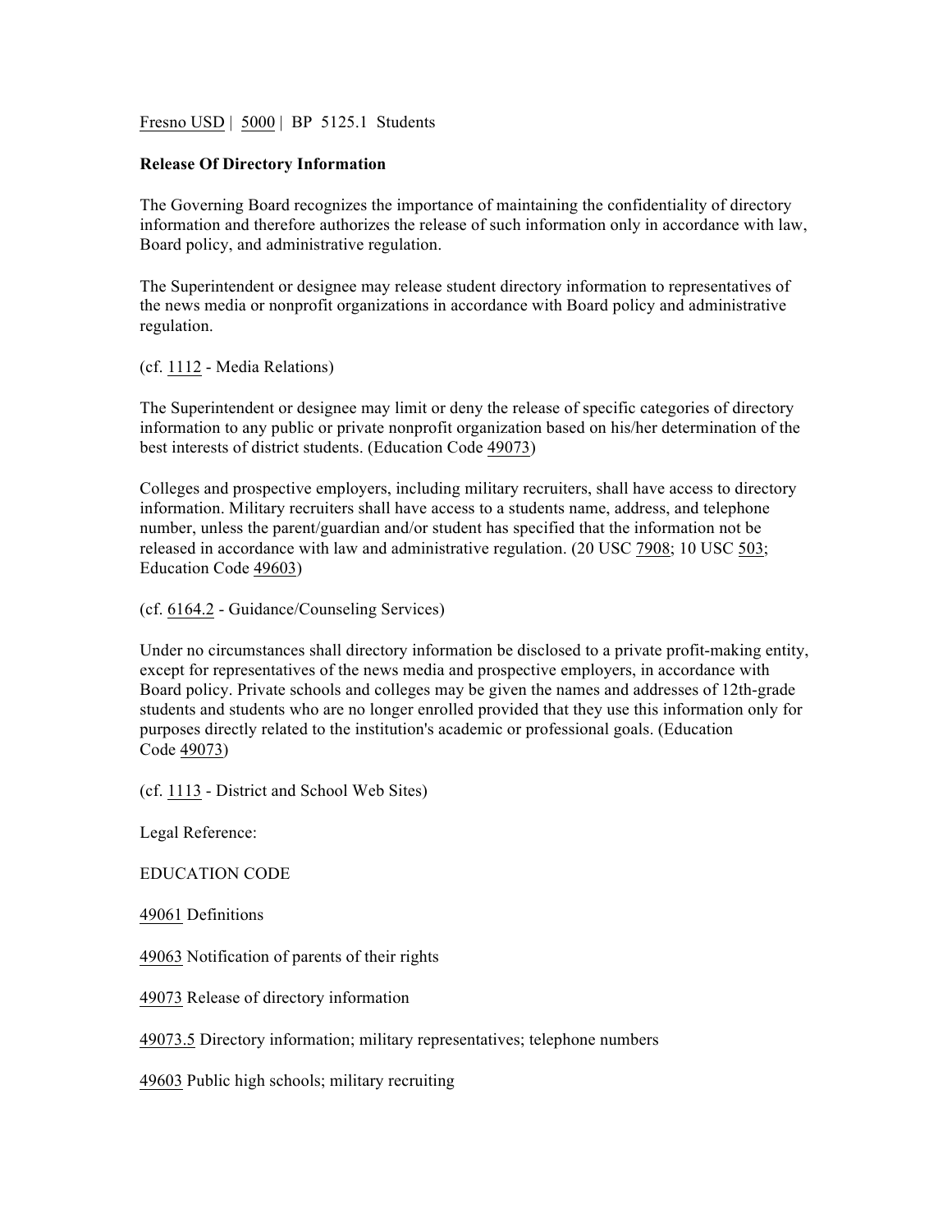Fresno USD | 5000 | BP 5125.1 Students

**Release Of Directory Information**

The Governing Board recognizes the importance of maintaining the confidentiality of directory information and therefore authorizes the release of such information only in accordance with law, Board policy, and administrative regulation.

The Superintendent or designee may release student directory information to representatives of the news media or nonprofit organizations in accordance with Board policy and administrative regulation.

(cf. 1112 - Media Relations)

The Superintendent or designee may limit or deny the release of specific categories of directory information to any public or private nonprofit organization based on his/her determination of the best interests of district students. (Education Code 49073)

Colleges and prospective employers, including military recruiters, shall have access to directory information. Military recruiters shall have access to a students name, address, and telephone number, unless the parent/guardian and/or student has specified that the information not be released in accordance with law and administrative regulation. (20 USC 7908; 10 USC 503; Education Code 49603)

(cf. 6164.2 - Guidance/Counseling Services)

Under no circumstances shall directory information be disclosed to a private profit-making entity, except for representatives of the news media and prospective employers, in accordance with Board policy. Private schools and colleges may be given the names and addresses of 12th-grade students and students who are no longer enrolled provided that they use this information only for purposes directly related to the institution's academic or professional goals. (Education Code 49073)

(cf. 1113 - District and School Web Sites)

Legal Reference:

EDUCATION CODE

49061 Definitions

49063 Notification of parents of their rights

49073 Release of directory information

49073.5 Directory information; military representatives; telephone numbers

49603 Public high schools; military recruiting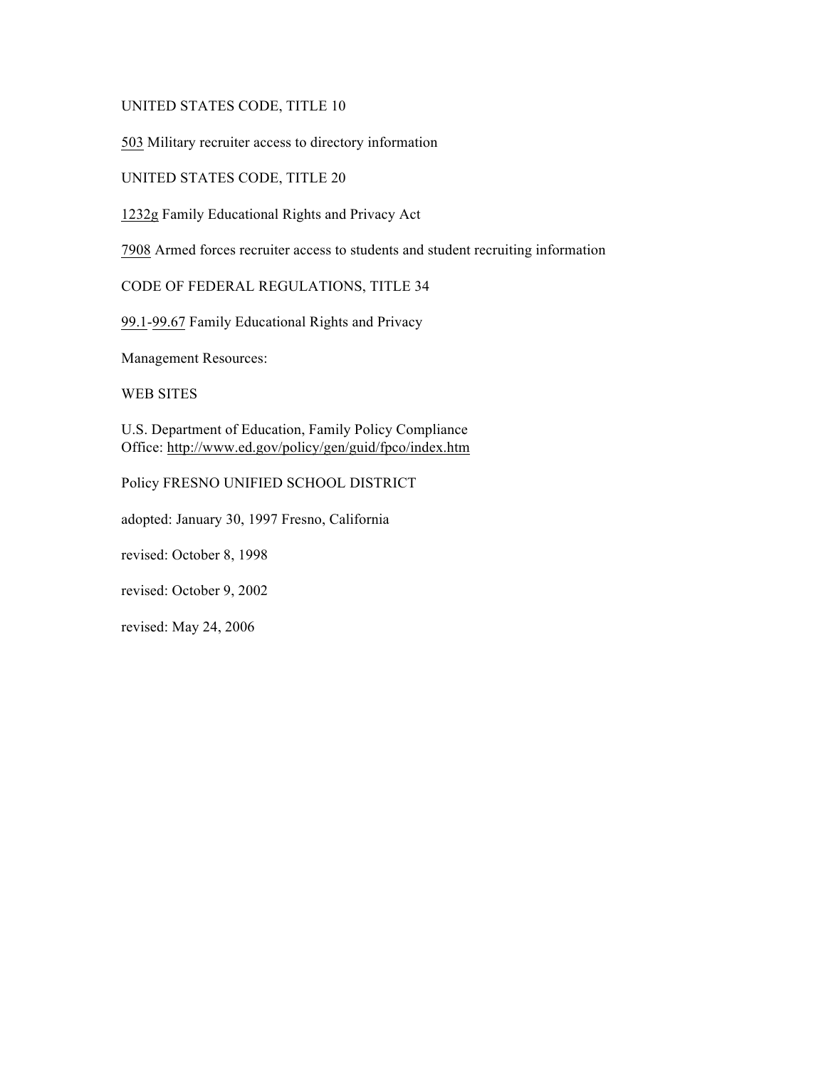UNITED STATES CODE, TITLE 10

503 Military recruiter access to directory information

UNITED STATES CODE, TITLE 20

1232g Family Educational Rights and Privacy Act

7908 Armed forces recruiter access to students and student recruiting information

CODE OF FEDERAL REGULATIONS, TITLE 34

99.1-99.67 Family Educational Rights and Privacy

Management Resources:

WEB SITES

U.S. Department of Education, Family Policy Compliance Office: http://www.ed.gov/policy/gen/guid/fpco/index.htm

Policy FRESNO UNIFIED SCHOOL DISTRICT

adopted: January 30, 1997 Fresno, California

revised: October 8, 1998

revised: October 9, 2002

revised: May 24, 2006